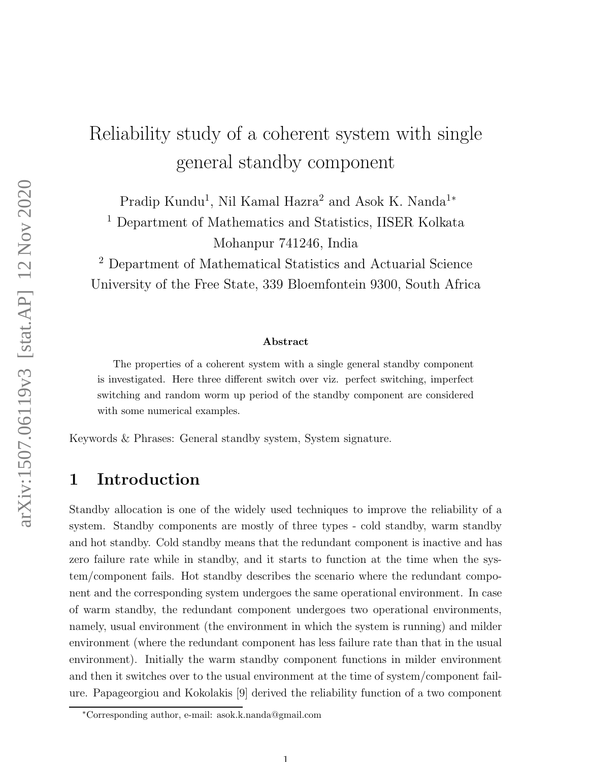# Reliability study of a coherent system with single general standby component

Pradip Kundu[1], Nil Kamal Hazra[2] and Asok K. Nanda[1*]

[1] Department of Mathematics and Statistics, IISER Kolkata
Mohanpur 741246, India

[2] Department of Mathematical Statistics and Actuarial Science
University of the Free State, 339 Bloemfontein 9300, South Africa

### Abstract

The properties of a coherent system with a single general standby component is investigated. Here three different switch over viz. perfect switching, imperfect switching and random worm up period of the standby component are considered with some numerical examples.

Keywords & Phrases: General standby system, System signature.

## 1 Introduction

Standby allocation is one of the widely used techniques to improve the reliability of a system. Standby components are mostly of three types - cold standby, warm standby and hot standby. Cold standby means that the redundant component is inactive and has zero failure rate while in standby, and it starts to function at the time when the system/component fails. Hot standby describes the scenario where the redundant component and the corresponding system undergoes the same operational environment. In case of warm standby, the redundant component undergoes two operational environments, namely, usual environment (the environment in which the system is running) and milder environment (where the redundant component has less failure rate than that in the usual environment). Initially the warm standby component functions in milder environment and then it switches over to the usual environment at the time of system/component failure. Papageorgiou and Kokolakis [9] derived the reliability function of a two component

*Corresponding author, e-mail: asok.k.nanda@gmail.com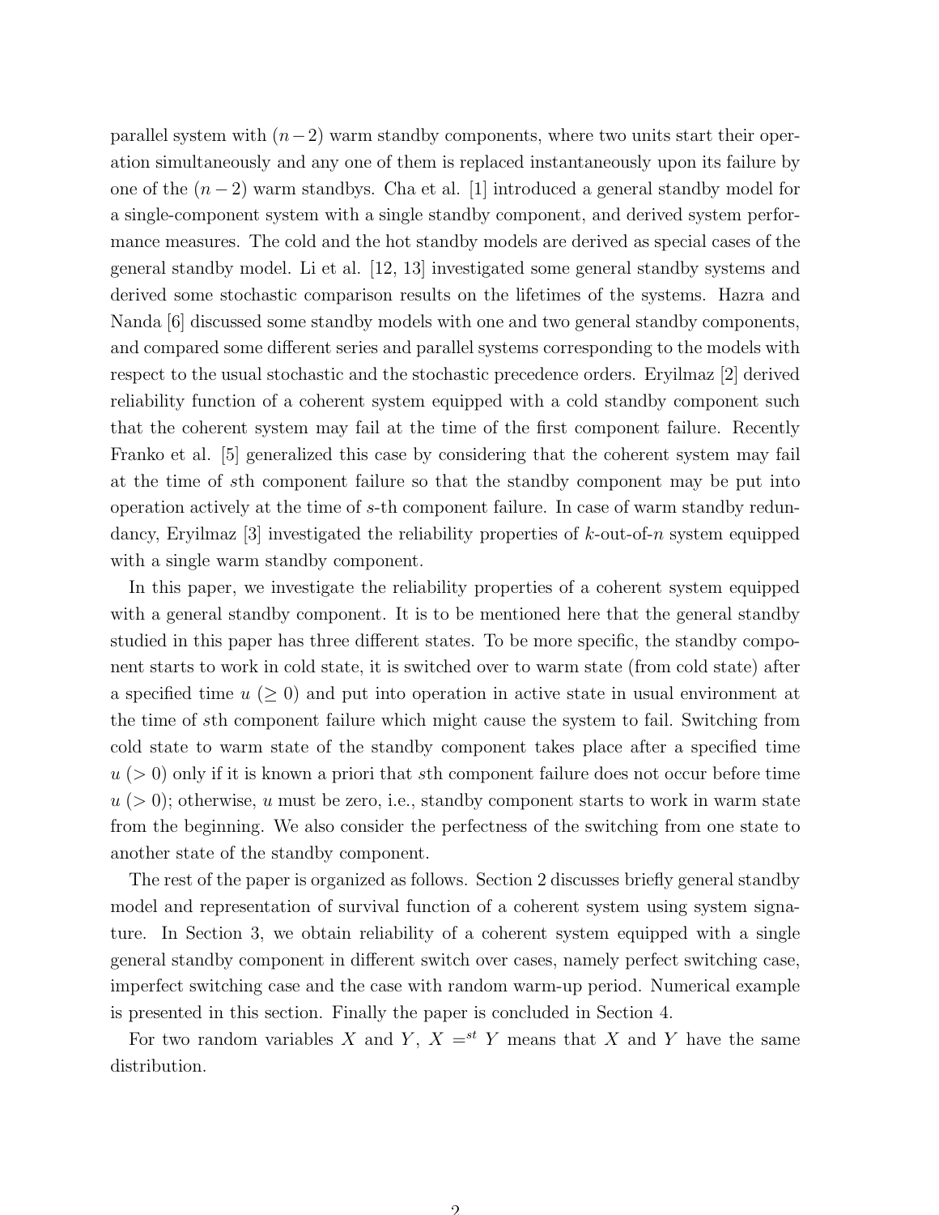parallel system with $(n-2)$ warm standby components, where two units start their operation simultaneously and any one of them is replaced instantaneously upon its failure by one of the $(n-2)$ warm standbys. Cha et al. [1] introduced a general standby model for a single-component system with a single standby component, and derived system performance measures. The cold and the hot standby models are derived as special cases of the general standby model. Li et al. [12, 13] investigated some general standby systems and derived some stochastic comparison results on the lifetimes of the systems. Hazra and Nanda [6] discussed some standby models with one and two general standby components, and compared some different series and parallel systems corresponding to the models with respect to the usual stochastic and the stochastic precedence orders. Eryilmaz [2] derived reliability function of a coherent system equipped with a cold standby component such that the coherent system may fail at the time of the first component failure. Recently Franko et al. [5] generalized this case by considering that the coherent system may fail at the time of $s$th component failure so that the standby component may be put into operation actively at the time of $s$-th component failure. In case of warm standby redundancy, Eryilmaz [3] investigated the reliability properties of $k$-out-of-$n$ system equipped with a single warm standby component.

In this paper, we investigate the reliability properties of a coherent system equipped with a general standby component. It is to be mentioned here that the general standby studied in this paper has three different states. To be more specific, the standby component starts to work in cold state, it is switched over to warm state (from cold state) after a specified time $u$ $(\geq 0)$ and put into operation in active state in usual environment at the time of $s$th component failure which might cause the system to fail. Switching from cold state to warm state of the standby component takes place after a specified time $u$ $(> 0)$ only if it is known a priori that $s$th component failure does not occur before time $u$ $(> 0)$; otherwise, $u$ must be zero, i.e., standby component starts to work in warm state from the beginning. We also consider the perfectness of the switching from one state to another state of the standby component.

The rest of the paper is organized as follows. Section 2 discusses briefly general standby model and representation of survival function of a coherent system using system signature. In Section 3, we obtain reliability of a coherent system equipped with a single general standby component in different switch over cases, namely perfect switching case, imperfect switching case and the case with random warm-up period. Numerical example is presented in this section. Finally the paper is concluded in Section 4.

For two random variables $X$ and $Y$, $X =^{st} Y$ means that $X$ and $Y$ have the same distribution.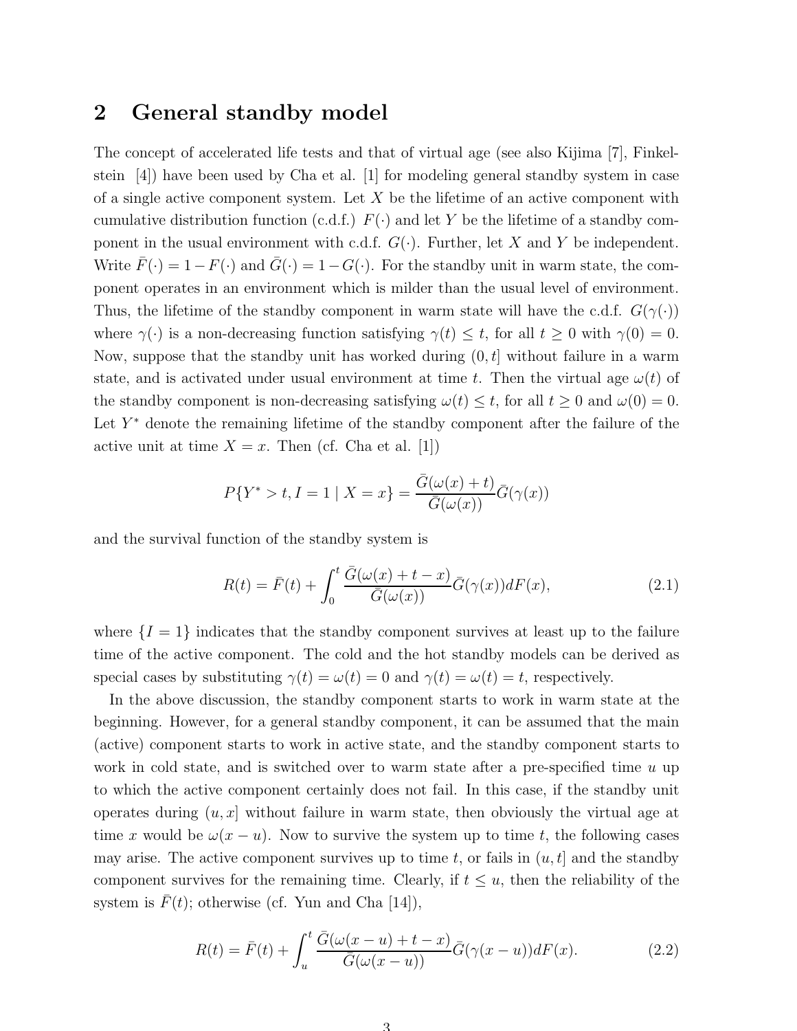## 2 General standby model

The concept of accelerated life tests and that of virtual age (see also Kijima [7], Finkelstein [4]) have been used by Cha et al. [1] for modeling general standby system in case of a single active component system. Let $X$ be the lifetime of an active component with cumulative distribution function (c.d.f.) $F(\cdot)$ and let $Y$ be the lifetime of a standby component in the usual environment with c.d.f. $G(\cdot)$. Further, let $X$ and $Y$ be independent. Write $\bar{F}(\cdot) = 1 - F(\cdot)$ and $\bar{G}(\cdot) = 1 - G(\cdot)$. For the standby unit in warm state, the component operates in an environment which is milder than the usual level of environment. Thus, the lifetime of the standby component in warm state will have the c.d.f. $G(\gamma(\cdot))$ where $\gamma(\cdot)$ is a non-decreasing function satisfying $\gamma(t) \leq t$, for all $t \geq 0$ with $\gamma(0) = 0$. Now, suppose that the standby unit has worked during $(0, t]$ without failure in a warm state, and is activated under usual environment at time $t$. Then the virtual age $\omega(t)$ of the standby component is non-decreasing satisfying $\omega(t) \leq t$, for all $t \geq 0$ and $\omega(0) = 0$. Let $Y^*$ denote the remaining lifetime of the standby component after the failure of the active unit at time $X = x$. Then (cf. Cha et al. [1])

$$P\{Y^* > t, I = 1 \mid X = x\} = \frac{\bar{G}(\omega(x) + t)}{\bar{G}(\omega(x))}\bar{G}(\gamma(x))$$

and the survival function of the standby system is

$$R(t) = \bar{F}(t) + \int_0^t \frac{\bar{G}(\omega(x) + t - x)}{\bar{G}(\omega(x))}\bar{G}(\gamma(x))dF(x), \tag{2.1}$$

where $\{I = 1\}$ indicates that the standby component survives at least up to the failure time of the active component. The cold and the hot standby models can be derived as special cases by substituting $\gamma(t) = \omega(t) = 0$ and $\gamma(t) = \omega(t) = t$, respectively.

In the above discussion, the standby component starts to work in warm state at the beginning. However, for a general standby component, it can be assumed that the main (active) component starts to work in active state, and the standby component starts to work in cold state, and is switched over to warm state after a pre-specified time $u$ up to which the active component certainly does not fail. In this case, if the standby unit operates during $(u, x]$ without failure in warm state, then obviously the virtual age at time $x$ would be $\omega(x - u)$. Now to survive the system up to time $t$, the following cases may arise. The active component survives up to time $t$, or fails in $(u, t]$ and the standby component survives for the remaining time. Clearly, if $t \leq u$, then the reliability of the system is $\bar{F}(t)$; otherwise (cf. Yun and Cha [14]),

$$R(t) = \bar{F}(t) + \int_u^t \frac{\bar{G}(\omega(x - u) + t - x)}{\bar{G}(\omega(x - u))}\bar{G}(\gamma(x - u))dF(x). \tag{2.2}$$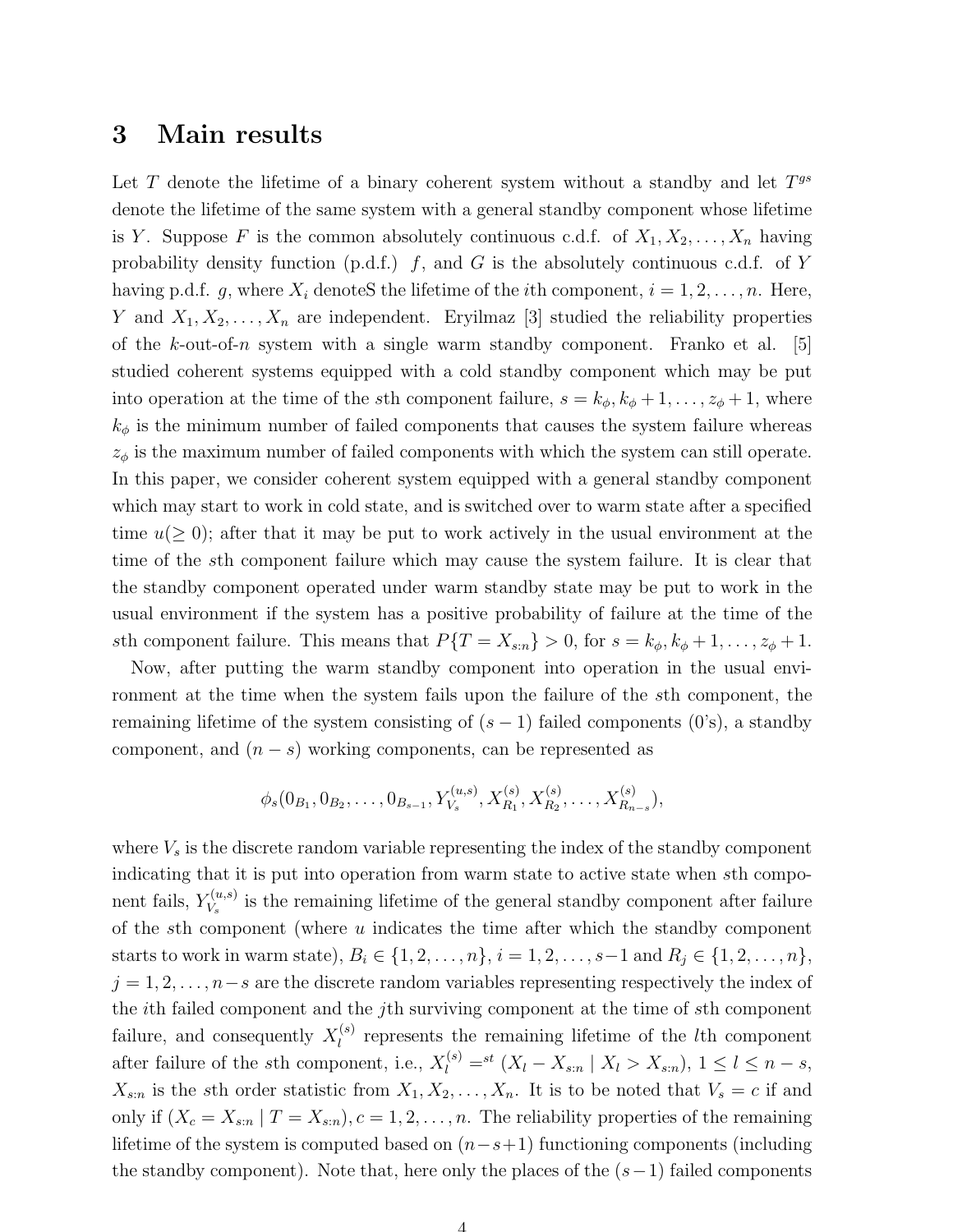## 3 Main results

Let $T$ denote the lifetime of a binary coherent system without a standby and let $T^{gs}$ denote the lifetime of the same system with a general standby component whose lifetime is $Y$. Suppose $F$ is the common absolutely continuous c.d.f. of $X_1, X_2, \ldots, X_n$ having probability density function (p.d.f.) $f$, and $G$ is the absolutely continuous c.d.f. of $Y$ having p.d.f. $g$, where $X_i$ denoteS the lifetime of the $i$th component, $i = 1, 2, \ldots, n$. Here, $Y$ and $X_1, X_2, \ldots, X_n$ are independent. Eryilmaz [3] studied the reliability properties of the $k$-out-of-$n$ system with a single warm standby component. Franko et al. [5] studied coherent systems equipped with a cold standby component which may be put into operation at the time of the $s$th component failure, $s = k_\phi, k_\phi + 1, \ldots, z_\phi + 1$, where $k_\phi$ is the minimum number of failed components that causes the system failure whereas $z_\phi$ is the maximum number of failed components with which the system can still operate. In this paper, we consider coherent system equipped with a general standby component which may start to work in cold state, and is switched over to warm state after a specified time $u(\geq 0)$; after that it may be put to work actively in the usual environment at the time of the $s$th component failure which may cause the system failure. It is clear that the standby component operated under warm standby state may be put to work in the usual environment if the system has a positive probability of failure at the time of the $s$th component failure. This means that $P\{T = X_{s:n}\} > 0$, for $s = k_\phi, k_\phi + 1, \ldots, z_\phi + 1$.

Now, after putting the warm standby component into operation in the usual environment at the time when the system fails upon the failure of the $s$th component, the remaining lifetime of the system consisting of $(s-1)$ failed components (0's), a standby component, and $(n-s)$ working components, can be represented as

$$\phi_s(0_{B_1}, 0_{B_2}, \ldots, 0_{B_{s-1}}, Y_{V_s}^{(u,s)}, X_{R_1}^{(s)}, X_{R_2}^{(s)}, \ldots, X_{R_{n-s}}^{(s)}),$$

where $V_s$ is the discrete random variable representing the index of the standby component indicating that it is put into operation from warm state to active state when $s$th component fails, $Y_{V_s}^{(u,s)}$ is the remaining lifetime of the general standby component after failure of the $s$th component (where $u$ indicates the time after which the standby component starts to work in warm state), $B_i \in \{1, 2, \ldots, n\}$, $i = 1, 2, \ldots, s-1$ and $R_j \in \{1, 2, \ldots, n\}$, $j = 1, 2, \ldots, n-s$ are the discrete random variables representing respectively the index of the $i$th failed component and the $j$th surviving component at the time of $s$th component failure, and consequently $X_l^{(s)}$ represents the remaining lifetime of the $l$th component after failure of the $s$th component, i.e., $X_l^{(s)} =^{st} (X_l - X_{s:n} \mid X_l > X_{s:n})$, $1 \leq l \leq n-s$, $X_{s:n}$ is the $s$th order statistic from $X_1, X_2, \ldots, X_n$. It is to be noted that $V_s = c$ if and only if $(X_c = X_{s:n} \mid T = X_{s:n})$, $c = 1, 2, \ldots, n$. The reliability properties of the remaining lifetime of the system is computed based on $(n-s+1)$ functioning components (including the standby component). Note that, here only the places of the $(s-1)$ failed components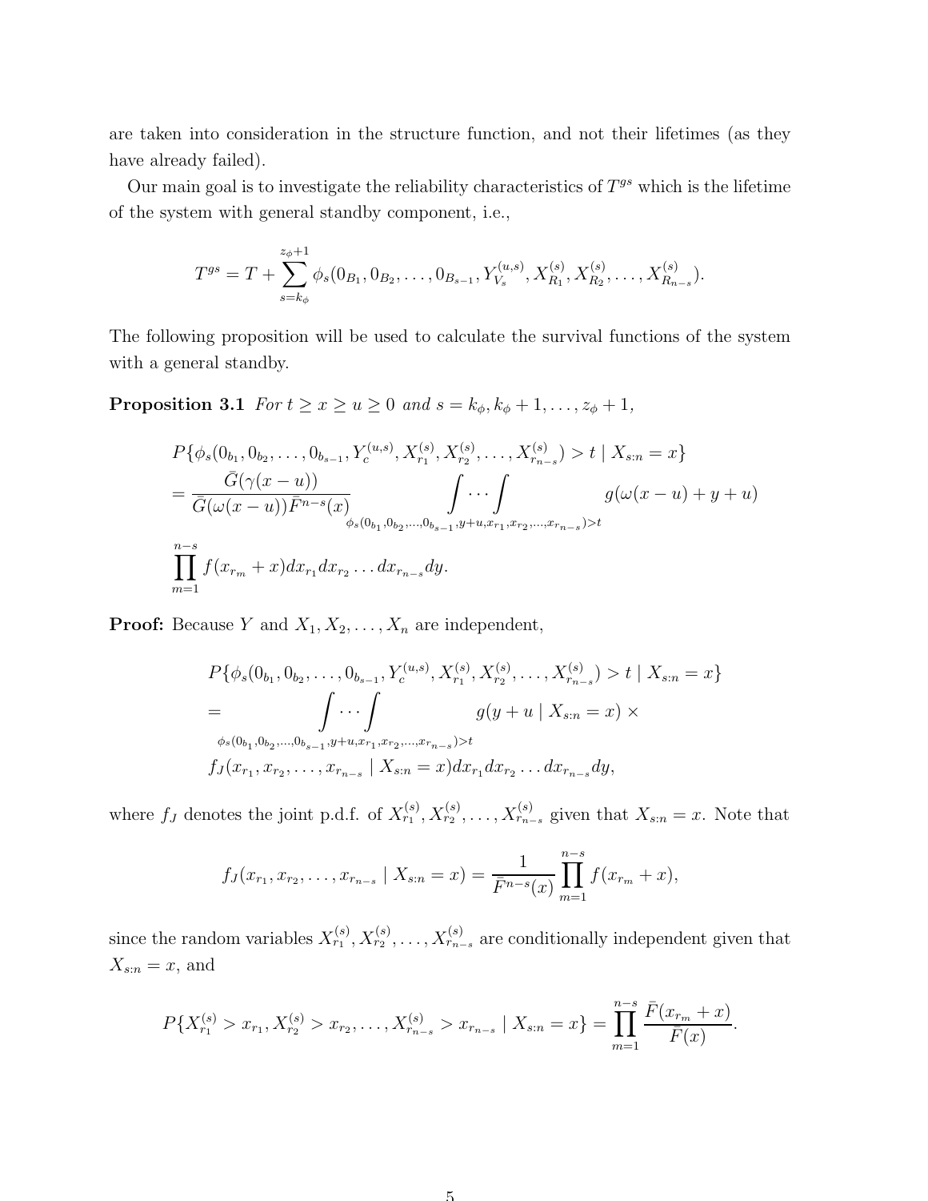are taken into consideration in the structure function, and not their lifetimes (as they have already failed).

Our main goal is to investigate the reliability characteristics of $T^{gs}$ which is the lifetime of the system with general standby component, i.e.,

$$T^{gs} = T + \sum_{s=k_\phi}^{z_\phi+1} \phi_s(0_{B_1}, 0_{B_2}, \ldots, 0_{B_{s-1}}, Y_{V_s}^{(u,s)}, X_{R_1}^{(s)}, X_{R_2}^{(s)}, \ldots, X_{R_{n-s}}^{(s)}).$$

The following proposition will be used to calculate the survival functions of the system with a general standby.

**Proposition 3.1** *For $t \geq x \geq u \geq 0$ and $s = k_\phi, k_\phi + 1, \ldots, z_\phi + 1$,*

$$\begin{aligned}
&P\{\phi_s(0_{b_1}, 0_{b_2}, \ldots, 0_{b_{s-1}}, Y_c^{(u,s)}, X_{r_1}^{(s)}, X_{r_2}^{(s)}, \ldots, X_{r_{n-s}}^{(s)}) > t \mid X_{s:n} = x\} \\
&= \frac{\bar{G}(\gamma(x-u))}{\bar{G}(\omega(x-u))\bar{F}^{n-s}(x)} \int \cdots \int_{\phi_s(0_{b_1}, 0_{b_2}, \ldots, 0_{b_{s-1}}, y+u, x_{r_1}, x_{r_2}, \ldots, x_{r_{n-s}}) > t} g(\omega(x-u) + y + u) \\
&\prod_{m=1}^{n-s} f(x_{r_m} + x) dx_{r_1} dx_{r_2} \ldots dx_{r_{n-s}} dy.
\end{aligned}$$

**Proof:** Because $Y$ and $X_1, X_2, \ldots, X_n$ are independent,

$$\begin{aligned}
&P\{\phi_s(0_{b_1}, 0_{b_2}, \ldots, 0_{b_{s-1}}, Y_c^{(u,s)}, X_{r_1}^{(s)}, X_{r_2}^{(s)}, \ldots, X_{r_{n-s}}^{(s)}) > t \mid X_{s:n} = x\} \\
&= \int \cdots \int_{\phi_s(0_{b_1}, 0_{b_2}, \ldots, 0_{b_{s-1}}, y+u, x_{r_2}, x_{r_2}, \ldots, x_{r_{n-s}}) > t} g(y + u \mid X_{s:n} = x) \times \\
&f_J(x_{r_1}, x_{r_2}, \ldots, x_{r_{n-s}} \mid X_{s:n} = x) dx_{r_1} dx_{r_2} \ldots dx_{r_{n-s}} dy,
\end{aligned}$$

where $f_J$ denotes the joint p.d.f. of $X_{r_1}^{(s)}, X_{r_2}^{(s)}, \ldots, X_{r_{n-s}}^{(s)}$ given that $X_{s:n} = x$. Note that

$$f_J(x_{r_1}, x_{r_2}, \ldots, x_{r_{n-s}} \mid X_{s:n} = x) = \frac{1}{\bar{F}^{n-s}(x)} \prod_{m=1}^{n-s} f(x_{r_m} + x),$$

since the random variables $X_{r_1}^{(s)}, X_{r_2}^{(s)}, \ldots, X_{r_{n-s}}^{(s)}$ are conditionally independent given that $X_{s:n} = x$, and

$$P\{X_{r_1}^{(s)} > x_{r_1}, X_{r_2}^{(s)} > x_{r_2}, \ldots, X_{r_{n-s}}^{(s)} > x_{r_{n-s}} \mid X_{s:n} = x\} = \prod_{m=1}^{n-s} \frac{\bar{F}(x_{r_m} + x)}{\bar{F}(x)}.$$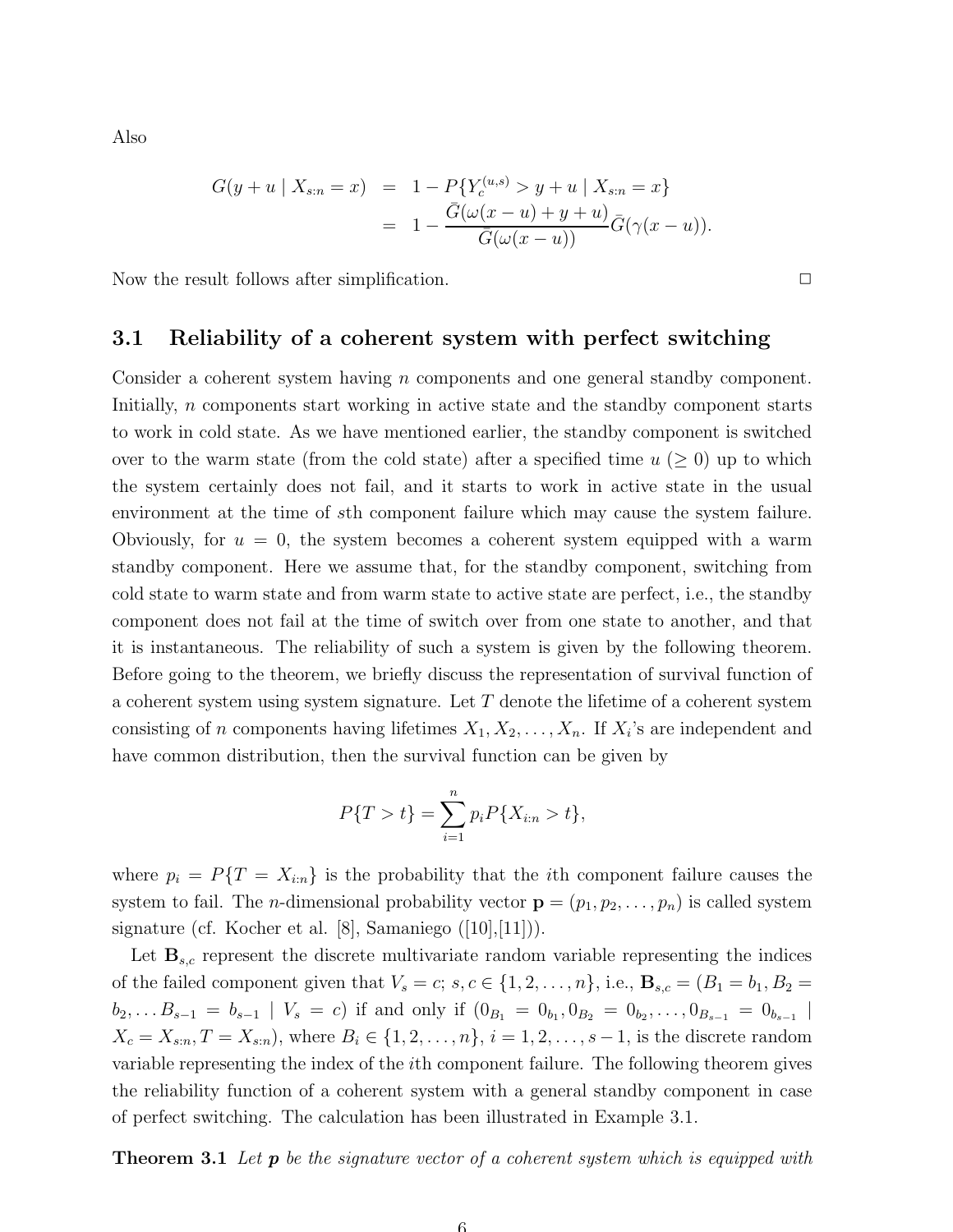Also

$$
\begin{aligned}
G(y+u \mid X_{s:n}=x) &= 1 - P\{Y_c^{(u,s)} > y+u \mid X_{s:n}=x\} \\
&= 1 - \frac{\bar{G}(\omega(x-u)+y+u)}{\bar{G}(\omega(x-u))}\bar{G}(\gamma(x-u)).
\end{aligned}
$$

Now the result follows after simplification. □

### 3.1 Reliability of a coherent system with perfect switching

Consider a coherent system having $n$ components and one general standby component. Initially, $n$ components start working in active state and the standby component starts to work in cold state. As we have mentioned earlier, the standby component is switched over to the warm state (from the cold state) after a specified time $u$ ($\geq 0$) up to which the system certainly does not fail, and it starts to work in active state in the usual environment at the time of $s$th component failure which may cause the system failure. Obviously, for $u = 0$, the system becomes a coherent system equipped with a warm standby component. Here we assume that, for the standby component, switching from cold state to warm state and from warm state to active state are perfect, i.e., the standby component does not fail at the time of switch over from one state to another, and that it is instantaneous. The reliability of such a system is given by the following theorem. Before going to the theorem, we briefly discuss the representation of survival function of a coherent system using system signature. Let $T$ denote the lifetime of a coherent system consisting of $n$ components having lifetimes $X_1, X_2, \ldots, X_n$. If $X_i$'s are independent and have common distribution, then the survival function can be given by

$$
P\{T > t\} = \sum_{i=1}^{n} p_i P\{X_{i:n} > t\},
$$

where $p_i = P\{T = X_{i:n}\}$ is the probability that the $i$th component failure causes the system to fail. The $n$-dimensional probability vector $\mathbf{p} = (p_1, p_2, \ldots, p_n)$ is called system signature (cf. Kocher et al. [8], Samaniego ([10],[11])).

Let $\mathbf{B}_{s,c}$ represent the discrete multivariate random variable representing the indices of the failed component given that $V_s = c$; $s, c \in \{1, 2, \ldots, n\}$, i.e., $\mathbf{B}_{s,c} = (B_1 = b_1, B_2 = b_2, \ldots B_{s-1} = b_{s-1} \mid V_s = c)$ if and only if $(0_{B_1} = 0_{b_1}, 0_{B_2} = 0_{b_2}, \ldots, 0_{B_{s-1}} = 0_{b_{s-1}} \mid X_c = X_{s:n}, T = X_{s:n})$, where $B_i \in \{1, 2, \ldots, n\}$, $i = 1, 2, \ldots, s-1$, is the discrete random variable representing the index of the $i$th component failure. The following theorem gives the reliability function of a coherent system with a general standby component in case of perfect switching. The calculation has been illustrated in Example 3.1.

**Theorem 3.1** *Let* $\boldsymbol{p}$ *be the signature vector of a coherent system which is equipped with*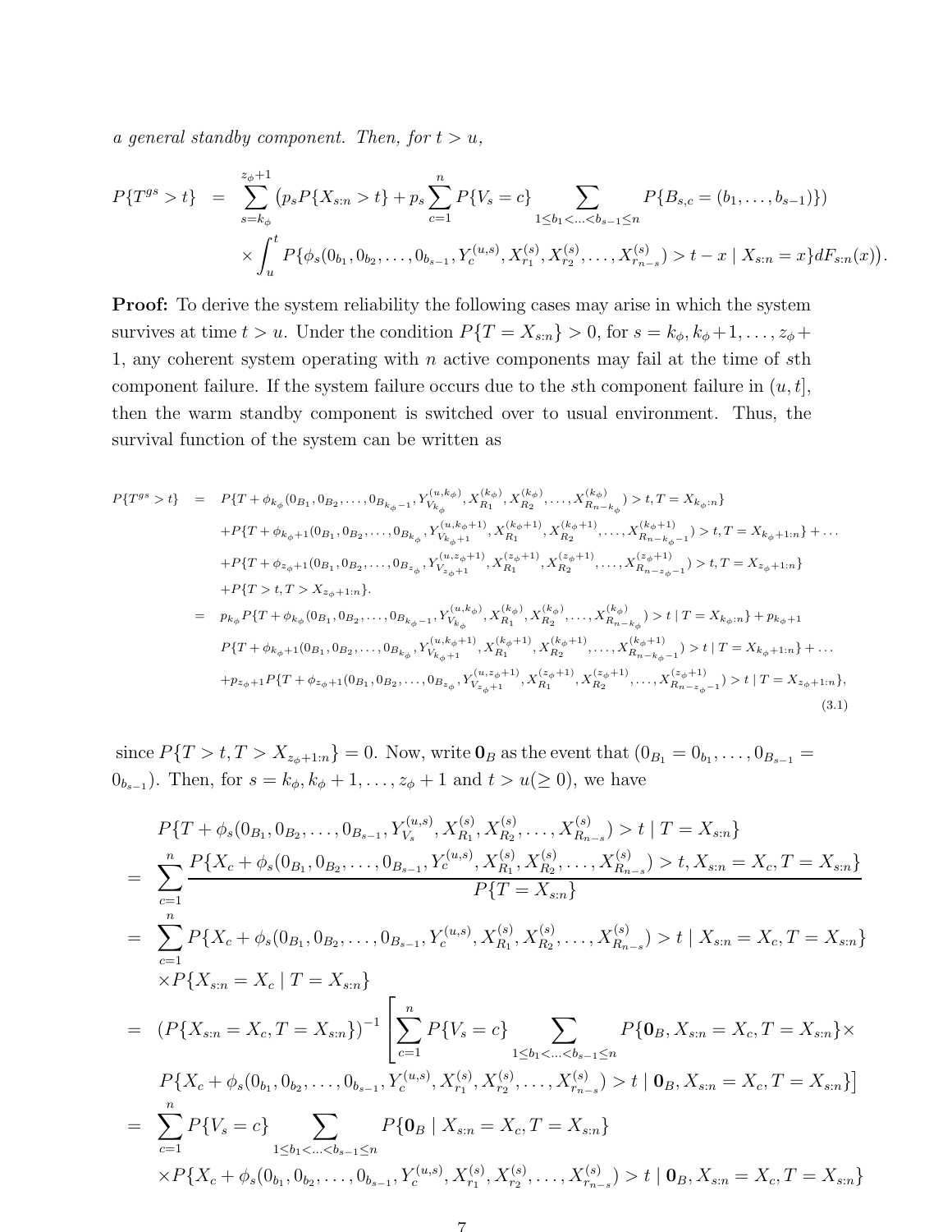*a general standby component. Then, for $t > u$,*

$$
\begin{aligned}
P\{T^{gs} > t\} &= \sum_{s=k_\phi}^{z_\phi+1} \big( p_s P\{X_{s:n} > t\} + p_s \sum_{c=1}^{n} P\{V_s = c\} \sum_{1 \le b_1 < \ldots < b_{s-1} \le n} P\{B_{s,c} = (b_1, \ldots, b_{s-1})\}\big) \\
&\quad \times \int_u^t P\{\phi_s(0_{b_1}, 0_{b_2}, \ldots, 0_{b_{s-1}}, Y_c^{(u,s)}, X_{r_1}^{(s)}, X_{r_2}^{(s)}, \ldots, X_{r_{n-s}}^{(s)}) > t - x \mid X_{s:n} = x\} dF_{s:n}(x)\big).
\end{aligned}
$$

**Proof:** To derive the system reliability the following cases may arise in which the system survives at time $t > u$. Under the condition $P\{T = X_{s:n}\} > 0$, for $s = k_\phi, k_\phi+1, \ldots, z_\phi + 1$, any coherent system operating with $n$ active components may fail at the time of $s$th component failure. If the system failure occurs due to the $s$th component failure in $(u, t]$, then the warm standby component is switched over to usual environment. Thus, the survival function of the system can be written as

$$
\begin{aligned}
P\{T^{gs} > t\} &= P\{T + \phi_{k_\phi}(0_{B_1}, 0_{B_2}, \ldots, 0_{B_{k_\phi-1}}, Y_{V_{k_\phi}}^{(u,k_\phi)}, X_{R_1}^{(k_\phi)}, X_{R_2}^{(k_\phi)}, \ldots, X_{R_{n-k_\phi}}^{(k_\phi)}) > t, T = X_{k_\phi:n}\} \\
&\quad + P\{T + \phi_{k_\phi+1}(0_{B_1}, 0_{B_2}, \ldots, 0_{B_{k_\phi}}, Y_{V_{k_\phi+1}}^{(u,k_\phi+1)}, X_{R_1}^{(k_\phi+1)}, X_{R_2}^{(k_\phi+1)}, \ldots, X_{R_{n-k_\phi-1}}^{(k_\phi+1)}) > t, T = X_{k_\phi+1:n}\} + \ldots \\
&\quad + P\{T + \phi_{z_\phi+1}(0_{B_1}, 0_{B_2}, \ldots, 0_{B_{z_\phi}}, Y_{V_{z_\phi+1}}^{(u,z_\phi+1)}, X_{R_1}^{(z_\phi+1)}, X_{R_2}^{(z_\phi+1)}, \ldots, X_{R_{n-z_\phi-1}}^{(z_\phi+1)}) > t, T = X_{z_\phi+1:n}\} \\
&\quad + P\{T > t, T > X_{z_\phi+1:n}\}. \\
&= p_{k_\phi} P\{T + \phi_{k_\phi}(0_{B_1}, 0_{B_2}, \ldots, 0_{B_{k_\phi-1}}, Y_{V_{k_\phi}}^{(u,k_\phi)}, X_{R_1}^{(k_\phi)}, X_{R_2}^{(k_\phi)}, \ldots, X_{R_{n-k_\phi}}^{(k_\phi)}) > t \mid T = X_{k_\phi:n}\} + p_{k_\phi+1} \\
&\quad P\{T + \phi_{k_\phi+1}(0_{B_1}, 0_{B_2}, \ldots, 0_{B_{k_\phi}}, Y_{V_{k_\phi+1}}^{(u,k_\phi+1)}, X_{R_1}^{(k_\phi+1)}, X_{R_2}^{(k_\phi+1)}, \ldots, X_{R_{n-k_\phi-1}}^{(k_\phi+1)}) > t \mid T = X_{k_\phi+1:n}\} + \ldots \\
&\quad + p_{z_\phi+1} P\{T + \phi_{z_\phi+1}(0_{B_1}, 0_{B_2}, \ldots, 0_{B_{z_\phi}}, Y_{V_{z_\phi+1}}^{(u,z_\phi+1)}, X_{R_1}^{(z_\phi+1)}, X_{R_2}^{(z_\phi+1)}, \ldots, X_{R_{n-z_\phi-1}}^{(z_\phi+1)}) > t \mid T = X_{z_\phi+1:n}\},
\end{aligned} \tag{3.1}
$$

since $P\{T > t, T > X_{z_\phi+1:n}\} = 0$. Now, write $\mathbf{0}_B$ as the event that $(0_{B_1} = 0_{b_1}, \ldots, 0_{B_{s-1}} = 0_{b_{s-1}})$. Then, for $s = k_\phi, k_\phi + 1, \ldots, z_\phi + 1$ and $t > u (\geq 0)$, we have

$$
\begin{aligned}
&P\{T + \phi_s(0_{B_1}, 0_{B_2}, \ldots, 0_{B_{s-1}}, Y_{V_s}^{(u,s)}, X_{R_1}^{(s)}, X_{R_2}^{(s)}, \ldots, X_{R_{n-s}}^{(s)}) > t \mid T = X_{s:n}\} \\
&= \sum_{c=1}^{n} \frac{P\{X_c + \phi_s(0_{B_1}, 0_{B_2}, \ldots, 0_{B_{s-1}}, Y_c^{(u,s)}, X_{R_1}^{(s)}, X_{R_2}^{(s)}, \ldots, X_{R_{n-s}}^{(s)}) > t, X_{s:n} = X_c, T = X_{s:n}\}}{P\{T = X_{s:n}\}} \\
&= \sum_{c=1}^{n} P\{X_c + \phi_s(0_{B_1}, 0_{B_2}, \ldots, 0_{B_{s-1}}, Y_c^{(u,s)}, X_{R_1}^{(s)}, X_{R_2}^{(s)}, \ldots, X_{R_{n-s}}^{(s)}) > t \mid X_{s:n} = X_c, T = X_{s:n}\} \\
&\quad \times P\{X_{s:n} = X_c \mid T = X_{s:n}\} \\
&= (P\{X_{s:n} = X_c, T = X_{s:n}\})^{-1} \Bigg[ \sum_{c=1}^{n} P\{V_s = c\} \sum_{1 \le b_1 < \ldots < b_{s-1} \le n} P\{\mathbf{0}_B, X_{s:n} = X_c, T = X_{s:n}\} \times \\
&\quad P\{X_c + \phi_s(0_{b_1}, 0_{b_2}, \ldots, 0_{b_{s-1}}, Y_c^{(u,s)}, X_{r_1}^{(s)}, X_{r_2}^{(s)}, \ldots, X_{r_{n-s}}^{(s)}) > t \mid \mathbf{0}_B, X_{s:n} = X_c, T = X_{s:n}\} \Bigg] \\
&= \sum_{c=1}^{n} P\{V_s = c\} \sum_{1 \le b_1 < \ldots < b_{s-1} \le n} P\{\mathbf{0}_B \mid X_{s:n} = X_c, T = X_{s:n}\} \\
&\quad \times P\{X_c + \phi_s(0_{b_1}, 0_{b_2}, \ldots, 0_{b_{s-1}}, Y_c^{(u,s)}, X_{r_1}^{(s)}, X_{r_2}^{(s)}, \ldots, X_{r_{n-s}}^{(s)}) > t \mid \mathbf{0}_B, X_{s:n} = X_c, T = X_{s:n}\}
\end{aligned}
$$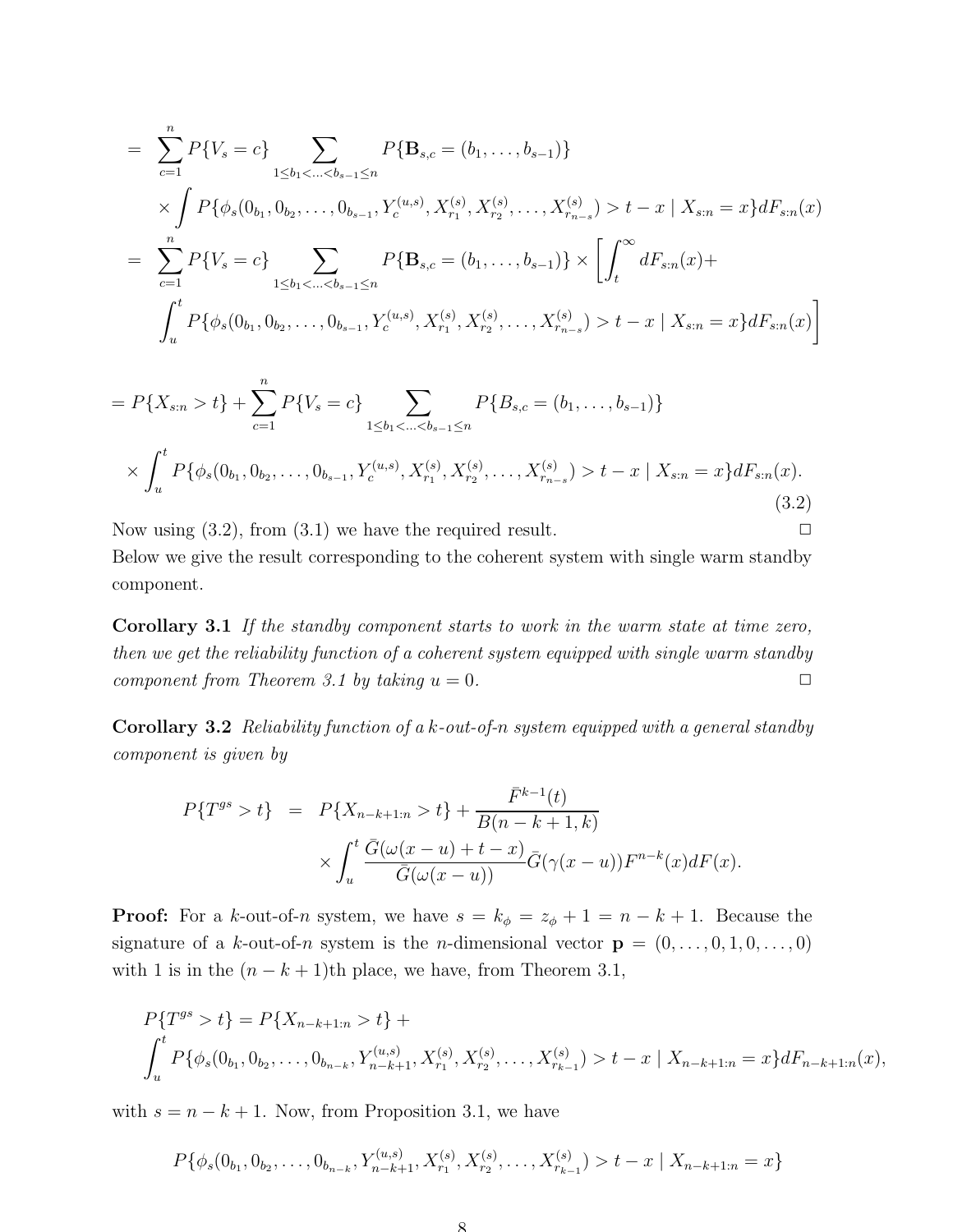$$
\begin{aligned}
&= \sum_{c=1}^{n} P\{V_s = c\} \sum_{1\le b_1<\ldots<b_{s-1}\le n} P\{\mathbf{B}_{s,c} = (b_1,\ldots,b_{s-1})\} \\
&\quad \times \int P\{\phi_s(0_{b_1}, 0_{b_2}, \ldots, 0_{b_{s-1}}, Y_c^{(u,s)}, X_{r_1}^{(s)}, X_{r_2}^{(s)}, \ldots, X_{r_{n-s}}^{(s)}) > t - x \mid X_{s:n} = x\} dF_{s:n}(x) \\
&= \sum_{c=1}^{n} P\{V_s = c\} \sum_{1\le b_1<\ldots<b_{s-1}\le n} P\{\mathbf{B}_{s,c} = (b_1,\ldots,b_{s-1})\} \times \Bigg[ \int_t^\infty dF_{s:n}(x) + \\
&\quad \int_u^t P\{\phi_s(0_{b_1}, 0_{b_2}, \ldots, 0_{b_{s-1}}, Y_c^{(u,s)}, X_{r_1}^{(s)}, X_{r_2}^{(s)}, \ldots, X_{r_{n-s}}^{(s)}) > t - x \mid X_{s:n} = x\} dF_{s:n}(x) \Bigg]
\end{aligned}
$$

$$
\begin{aligned}
&= P\{X_{s:n} > t\} + \sum_{c=1}^{n} P\{V_s = c\} \sum_{1\le b_1<\ldots<b_{s-1}\le n} P\{B_{s,c} = (b_1,\ldots,b_{s-1})\} \\
&\quad \times \int_u^t P\{\phi_s(0_{b_1}, 0_{b_2}, \ldots, 0_{b_{s-1}}, Y_c^{(u,s)}, X_{r_1}^{(s)}, X_{r_2}^{(s)}, \ldots, X_{r_{n-s}}^{(s)}) > t - x \mid X_{s:n} = x\} dF_{s:n}(x).
\end{aligned} \tag{3.2}
$$

Now using (3.2), from (3.1) we have the required result. □

Below we give the result corresponding to the coherent system with single warm standby component.

**Corollary 3.1** *If the standby component starts to work in the warm state at time zero, then we get the reliability function of a coherent system equipped with single warm standby component from Theorem 3.1 by taking $u = 0$.* □

**Corollary 3.2** *Reliability function of a k-out-of-n system equipped with a general standby component is given by*

$$
\begin{aligned}
P\{T^{gs} > t\} &= P\{X_{n-k+1:n} > t\} + \frac{\bar{F}^{k-1}(t)}{B(n-k+1,k)} \\
&\quad \times \int_u^t \frac{\bar{G}(\omega(x-u) + t - x)}{\bar{G}(\omega(x-u))} \bar{G}(\gamma(x-u)) F^{n-k}(x) dF(x).
\end{aligned}
$$

**Proof:** For a $k$-out-of-$n$ system, we have $s = k_\phi = z_\phi + 1 = n - k + 1$. Because the signature of a $k$-out-of-$n$ system is the $n$-dimensional vector $\mathbf{p} = (0,\ldots,0,1,0,\ldots,0)$ with 1 is in the $(n-k+1)$th place, we have, from Theorem 3.1,

$$
\begin{aligned}
&P\{T^{gs} > t\} = P\{X_{n-k+1:n} > t\} + \\
&\int_u^t P\{\phi_s(0_{b_1}, 0_{b_2}, \ldots, 0_{b_{n-k}}, Y_{n-k+1}^{(u,s)}, X_{r_1}^{(s)}, X_{r_2}^{(s)}, \ldots, X_{r_{k-1}}^{(s)}) > t - x \mid X_{n-k+1:n} = x\} dF_{n-k+1:n}(x),
\end{aligned}
$$

with $s = n - k + 1$. Now, from Proposition 3.1, we have

$$
P\{\phi_s(0_{b_1}, 0_{b_2}, \ldots, 0_{b_{n-k}}, Y_{n-k+1}^{(u,s)}, X_{r_1}^{(s)}, X_{r_2}^{(s)}, \ldots, X_{r_{k-1}}^{(s)}) > t - x \mid X_{n-k+1:n} = x\}
$$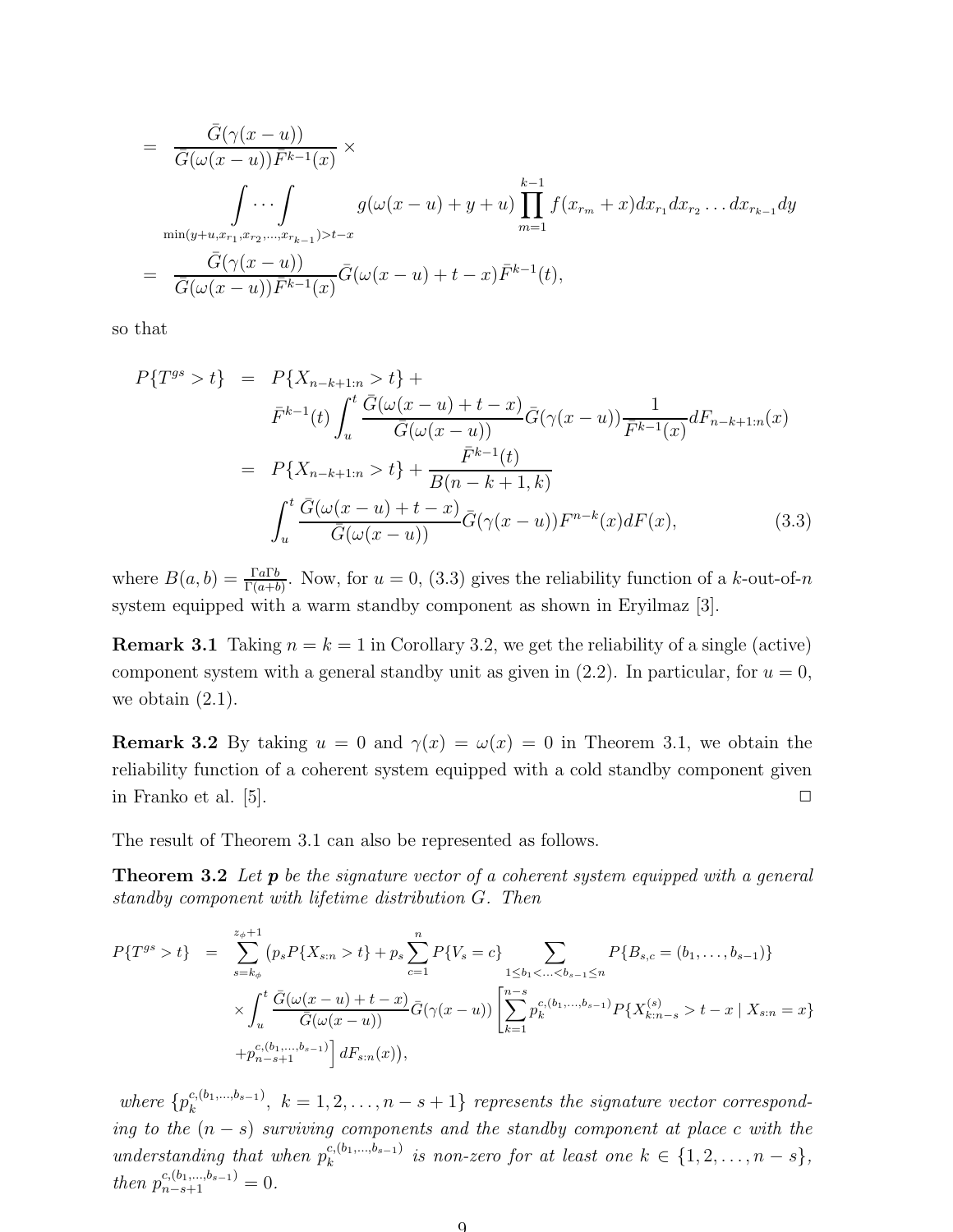$$
\begin{aligned}
&= \frac{\bar{G}(\gamma(x-u))}{\bar{G}(\omega(x-u))\bar{F}^{k-1}(x)} \times \\
&\qquad \int \cdots \int_{\min(y+u, x_{r_1}, x_{r_2}, \ldots, x_{r_{k-1}}) > t-x} g(\omega(x-u)+y+u) \prod_{m=1}^{k-1} f(x_{r_m}+x) dx_{r_1} dx_{r_2} \ldots dx_{r_{k-1}} dy \\
&= \frac{\bar{G}(\gamma(x-u))}{\bar{G}(\omega(x-u))\bar{F}^{k-1}(x)} \bar{G}(\omega(x-u)+t-x)\bar{F}^{k-1}(t),
\end{aligned}
$$

so that

$$
\begin{aligned}
P\{T^{gs} > t\} &= P\{X_{n-k+1:n} > t\} + \\
&\quad \bar{F}^{k-1}(t) \int_u^t \frac{\bar{G}(\omega(x-u)+t-x)}{\bar{G}(\omega(x-u))} \bar{G}(\gamma(x-u)) \frac{1}{\bar{F}^{k-1}(x)} dF_{n-k+1:n}(x) \\
&= P\{X_{n-k+1:n} > t\} + \frac{\bar{F}^{k-1}(t)}{B(n-k+1,k)} \\
&\quad \int_u^t \frac{\bar{G}(\omega(x-u)+t-x)}{\bar{G}(\omega(x-u))} \bar{G}(\gamma(x-u)) F^{n-k}(x) dF(x), \qquad (3.3)
\end{aligned}
$$

where $B(a,b) = \frac{\Gamma a \Gamma b}{\Gamma(a+b)}$. Now, for $u = 0$, (3.3) gives the reliability function of a $k$-out-of-$n$ system equipped with a warm standby component as shown in Eryilmaz [3].

**Remark 3.1** Taking $n = k = 1$ in Corollary 3.2, we get the reliability of a single (active) component system with a general standby unit as given in (2.2). In particular, for $u = 0$, we obtain (2.1).

**Remark 3.2** By taking $u = 0$ and $\gamma(x) = \omega(x) = 0$ in Theorem 3.1, we obtain the reliability function of a coherent system equipped with a cold standby component given in Franko et al. [5]. $\Box$

The result of Theorem 3.1 can also be represented as follows.

**Theorem 3.2** *Let* $\boldsymbol{p}$ *be the signature vector of a coherent system equipped with a general standby component with lifetime distribution* $G$. *Then*

$$
\begin{aligned}
P\{T^{gs} > t\} &= \sum_{s=k_\phi}^{z_\phi+1} \Big( p_s P\{X_{s:n} > t\} + p_s \sum_{c=1}^{n} P\{V_s = c\} \sum_{1 \le b_1 < \ldots < b_{s-1} \le n} P\{B_{s,c} = (b_1, \ldots, b_{s-1})\} \\
&\quad \times \int_u^t \frac{\bar{G}(\omega(x-u)+t-x)}{\bar{G}(\omega(x-u))} \bar{G}(\gamma(x-u)) \left[ \sum_{k=1}^{n-s} p_k^{c,(b_1,\ldots,b_{s-1})} P\{X_{k:n-s}^{(s)} > t-x \mid X_{s:n} = x\} \right. \\
&\quad \left. + p_{n-s+1}^{c,(b_1,\ldots,b_{s-1})} \right] dF_{s:n}(x) \Big),
\end{aligned}
$$

*where* $\{p_k^{c,(b_1,\ldots,b_{s-1})},\ k = 1, 2, \ldots, n-s+1\}$ *represents the signature vector corresponding to the* $(n-s)$ *surviving components and the standby component at place* $c$ *with the understanding that when* $p_k^{c,(b_1,\ldots,b_{s-1})}$ *is non-zero for at least one* $k \in \{1, 2, \ldots, n-s\}$, *then* $p_{n-s+1}^{c,(b_1,\ldots,b_{s-1})} = 0$.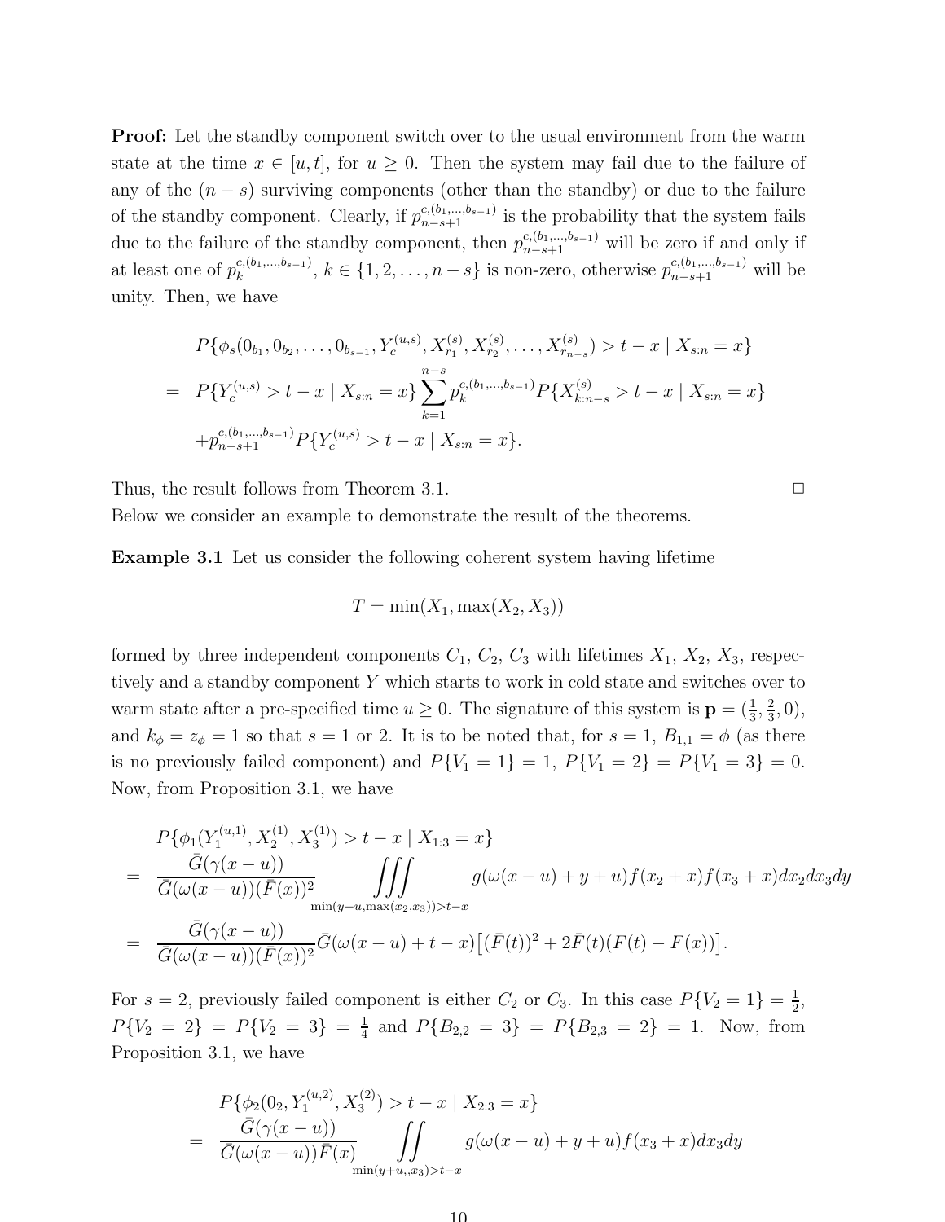**Proof:** Let the standby component switch over to the usual environment from the warm state at the time $x \in [u, t]$, for $u \geq 0$. Then the system may fail due to the failure of any of the $(n-s)$ surviving components (other than the standby) or due to the failure of the standby component. Clearly, if $p_{n-s+1}^{c,(b_1,\ldots,b_{s-1})}$ is the probability that the system fails due to the failure of the standby component, then $p_{n-s+1}^{c,(b_1,\ldots,b_{s-1})}$ will be zero if and only if at least one of $p_k^{c,(b_1,\ldots,b_{s-1})}$, $k \in \{1, 2, \ldots, n-s\}$ is non-zero, otherwise $p_{n-s+1}^{c,(b_1,\ldots,b_{s-1})}$ will be unity. Then, we have

$$
\begin{aligned}
& P\{\phi_s(0_{b_1}, 0_{b_2}, \ldots, 0_{b_{s-1}}, Y_c^{(u,s)}, X_{r_1}^{(s)}, X_{r_2}^{(s)}, \ldots, X_{r_{n-s}}^{(s)}) > t - x \mid X_{s:n} = x\} \\
= \; & P\{Y_c^{(u,s)} > t - x \mid X_{s:n} = x\} \sum_{k=1}^{n-s} p_k^{c,(b_1,\ldots,b_{s-1})} P\{X_{k:n-s}^{(s)} > t - x \mid X_{s:n} = x\} \\
& + p_{n-s+1}^{c,(b_1,\ldots,b_{s-1})} P\{Y_c^{(u,s)} > t - x \mid X_{s:n} = x\}.
\end{aligned}
$$

Thus, the result follows from Theorem 3.1. $\square$

Below we consider an example to demonstrate the result of the theorems.

**Example 3.1** Let us consider the following coherent system having lifetime

$$
T = \min(X_1, \max(X_2, X_3))
$$

formed by three independent components $C_1$, $C_2$, $C_3$ with lifetimes $X_1$, $X_2$, $X_3$, respectively and a standby component $Y$ which starts to work in cold state and switches over to warm state after a pre-specified time $u \geq 0$. The signature of this system is $\mathbf{p} = (\frac{1}{3}, \frac{2}{3}, 0)$, and $k_\phi = z_\phi = 1$ so that $s = 1$ or $2$. It is to be noted that, for $s = 1$, $B_{1,1} = \phi$ (as there is no previously failed component) and $P\{V_1 = 1\} = 1$, $P\{V_1 = 2\} = P\{V_1 = 3\} = 0$. Now, from Proposition 3.1, we have

$$
\begin{aligned}
& P\{\phi_1(Y_1^{(u,1)}, X_2^{(1)}, X_3^{(1)}) > t - x \mid X_{1:3} = x\} \\
= \; & \frac{\bar{G}(\gamma(x-u))}{\bar{G}(\omega(x-u))(\bar{F}(x))^2} \iiint\limits_{\min(y+u, \max(x_2, x_3)) > t-x} g(\omega(x-u) + y + u) f(x_2 + x) f(x_3 + x) dx_2 dx_3 dy \\
= \; & \frac{\bar{G}(\gamma(x-u))}{\bar{G}(\omega(x-u))(\bar{F}(x))^2} \bar{G}(\omega(x-u) + t - x) \big[(\bar{F}(t))^2 + 2\bar{F}(t)(F(t) - F(x))\big].
\end{aligned}
$$

For $s = 2$, previously failed component is either $C_2$ or $C_3$. In this case $P\{V_2 = 1\} = \frac{1}{2}$, $P\{V_2 = 2\} = P\{V_2 = 3\} = \frac{1}{4}$ and $P\{B_{2,2} = 3\} = P\{B_{2,3} = 2\} = 1$. Now, from Proposition 3.1, we have

$$
\begin{aligned}
& P\{\phi_2(0_2, Y_1^{(u,2)}, X_3^{(2)}) > t - x \mid X_{2:3} = x\} \\
= \; & \frac{\bar{G}(\gamma(x-u))}{\bar{G}(\omega(x-u))\bar{F}(x)} \iint\limits_{\min(y+u,, x_3) > t-x} g(\omega(x-u) + y + u) f(x_3 + x) dx_3 dy
\end{aligned}
$$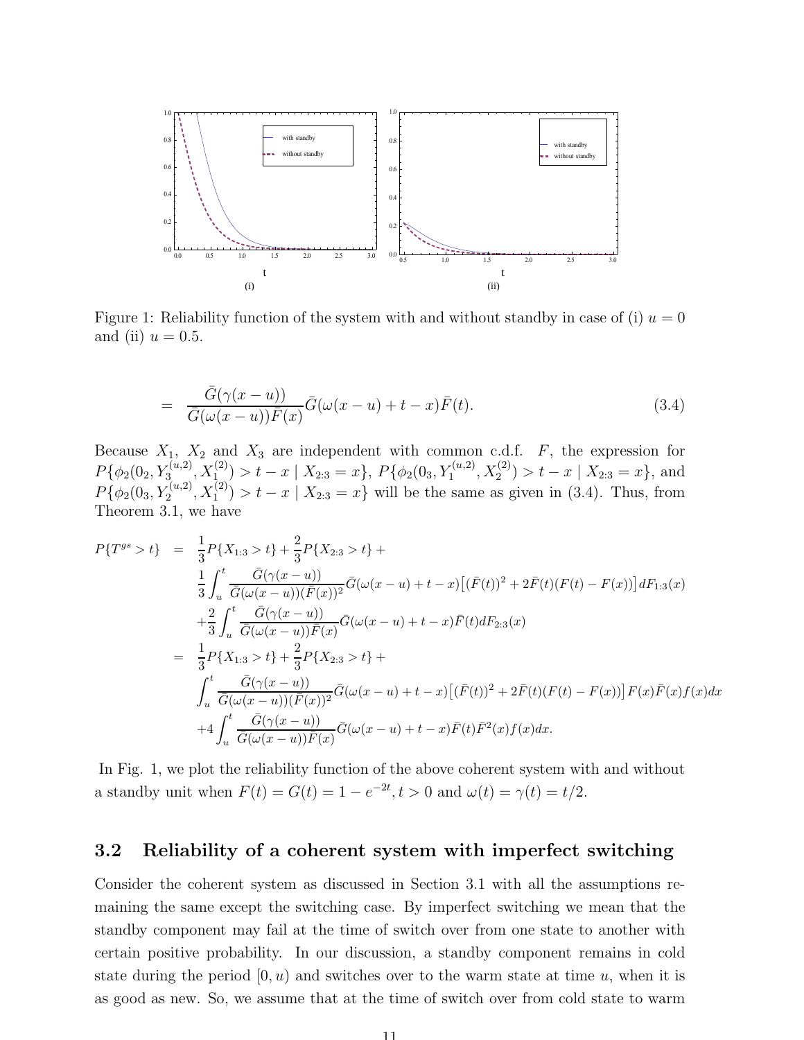Figure 1: Reliability function of the system with and without standby in case of (i) $u = 0$ and (ii) $u = 0.5$.

$$= \frac{\bar{G}(\gamma(x-u))}{\bar{G}(\omega(x-u))\bar{F}(x)}\bar{G}(\omega(x-u)+t-x)\bar{F}(t). \tag{3.4}$$

Because $X_1$, $X_2$ and $X_3$ are independent with common c.d.f. $F$, the expression for $P\{\phi_2(0_2, Y_3^{(u,2)}, X_1^{(2)}) > t-x \mid X_{2:3} = x\}$, $P\{\phi_2(0_3, Y_1^{(u,2)}, X_2^{(2)}) > t-x \mid X_{2:3} = x\}$, and $P\{\phi_2(0_3, Y_2^{(u,2)}, X_1^{(2)}) > t-x \mid X_{2:3} = x\}$ will be the same as given in (3.4). Thus, from Theorem 3.1, we have

$$\begin{aligned}
P\{T^{gs} > t\} &= \frac{1}{3}P\{X_{1:3} > t\} + \frac{2}{3}P\{X_{2:3} > t\} + \\
&\quad \frac{1}{3}\int_u^t \frac{\bar{G}(\gamma(x-u))}{\bar{G}(\omega(x-u))(\bar{F}(x))^2}\bar{G}(\omega(x-u)+t-x)\big[(\bar{F}(t))^2 + 2\bar{F}(t)(F(t)-F(x))\big]dF_{1:3}(x) \\
&\quad + \frac{2}{3}\int_u^t \frac{\bar{G}(\gamma(x-u))}{\bar{G}(\omega(x-u))\bar{F}(x)}\bar{G}(\omega(x-u)+t-x)\bar{F}(t)dF_{2:3}(x) \\
&= \frac{1}{3}P\{X_{1:3} > t\} + \frac{2}{3}P\{X_{2:3} > t\} + \\
&\quad \int_u^t \frac{\bar{G}(\gamma(x-u))}{\bar{G}(\omega(x-u))(\bar{F}(x))^2}\bar{G}(\omega(x-u)+t-x)\big[(\bar{F}(t))^2 + 2\bar{F}(t)(F(t)-F(x))\big]F(x)\bar{F}(x)f(x)dx \\
&\quad + 4\int_u^t \frac{\bar{G}(\gamma(x-u))}{\bar{G}(\omega(x-u))\bar{F}(x)}\bar{G}(\omega(x-u)+t-x)\bar{F}(t)\bar{F}^2(x)f(x)dx.
\end{aligned}$$

In Fig. 1, we plot the reliability function of the above coherent system with and without a standby unit when $F(t) = G(t) = 1 - e^{-2t}, t > 0$ and $\omega(t) = \gamma(t) = t/2$.

### 3.2 Reliability of a coherent system with imperfect switching

Consider the coherent system as discussed in Section 3.1 with all the assumptions remaining the same except the switching case. By imperfect switching we mean that the standby component may fail at the time of switch over from one state to another with certain positive probability. In our discussion, a standby component remains in cold state during the period $[0, u)$ and switches over to the warm state at time $u$, when it is as good as new. So, we assume that at the time of switch over from cold state to warm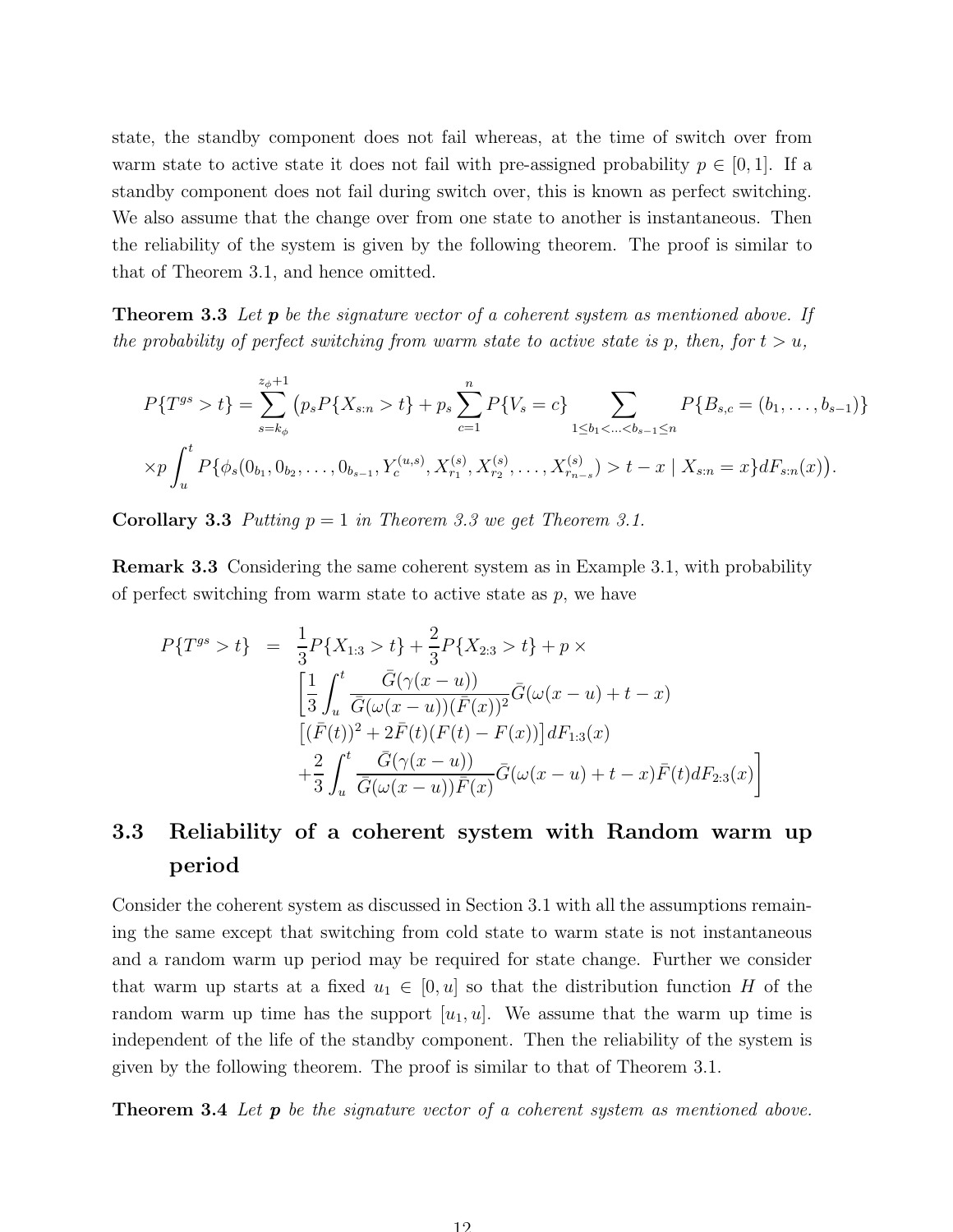state, the standby component does not fail whereas, at the time of switch over from warm state to active state it does not fail with pre-assigned probability $p \in [0, 1]$. If a standby component does not fail during switch over, this is known as perfect switching. We also assume that the change over from one state to another is instantaneous. Then the reliability of the system is given by the following theorem. The proof is similar to that of Theorem 3.1, and hence omitted.

**Theorem 3.3** *Let $\boldsymbol{p}$ be the signature vector of a coherent system as mentioned above. If the probability of perfect switching from warm state to active state is p, then, for $t > u$,*

$$P\{T^{gs} > t\} = \sum_{s=k_\phi}^{z_\phi+1} \big(p_s P\{X_{s:n} > t\} + p_s \sum_{c=1}^{n} P\{V_s = c\} \sum_{1 \le b_1 < \ldots < b_{s-1} \le n} P\{B_{s,c} = (b_1, \ldots, b_{s-1})\}$$
$$\times p \int_u^t P\{\phi_s(0_{b_1}, 0_{b_2}, \ldots, 0_{b_{s-1}}, Y_c^{(u,s)}, X_{r_1}^{(s)}, X_{r_2}^{(s)}, \ldots, X_{r_{n-s}}^{(s)}) > t - x \mid X_{s:n} = x\} dF_{s:n}(x)\big).$$

**Corollary 3.3** *Putting $p = 1$ in Theorem 3.3 we get Theorem 3.1.*

**Remark 3.3** Considering the same coherent system as in Example 3.1, with probability of perfect switching from warm state to active state as $p$, we have

$$\begin{aligned} P\{T^{gs} > t\} &= \frac{1}{3} P\{X_{1:3} > t\} + \frac{2}{3} P\{X_{2:3} > t\} + p \times \\ &\quad \Bigg[\frac{1}{3} \int_u^t \frac{\bar{G}(\gamma(x-u))}{\bar{G}(\omega(x-u))(\bar{F}(x))^2} \bar{G}(\omega(x-u) + t - x) \\ &\quad \big[(\bar{F}(t))^2 + 2\bar{F}(t)(F(t) - F(x))\big] dF_{1:3}(x) \\ &\quad + \frac{2}{3} \int_u^t \frac{\bar{G}(\gamma(x-u))}{\bar{G}(\omega(x-u))\bar{F}(x)} \bar{G}(\omega(x-u) + t - x)\bar{F}(t) dF_{2:3}(x)\Bigg] \end{aligned}$$

## 3.3 Reliability of a coherent system with Random warm up period

Consider the coherent system as discussed in Section 3.1 with all the assumptions remaining the same except that switching from cold state to warm state is not instantaneous and a random warm up period may be required for state change. Further we consider that warm up starts at a fixed $u_1 \in [0, u]$ so that the distribution function $H$ of the random warm up time has the support $[u_1, u]$. We assume that the warm up time is independent of the life of the standby component. Then the reliability of the system is given by the following theorem. The proof is similar to that of Theorem 3.1.

**Theorem 3.4** *Let $\boldsymbol{p}$ be the signature vector of a coherent system as mentioned above.*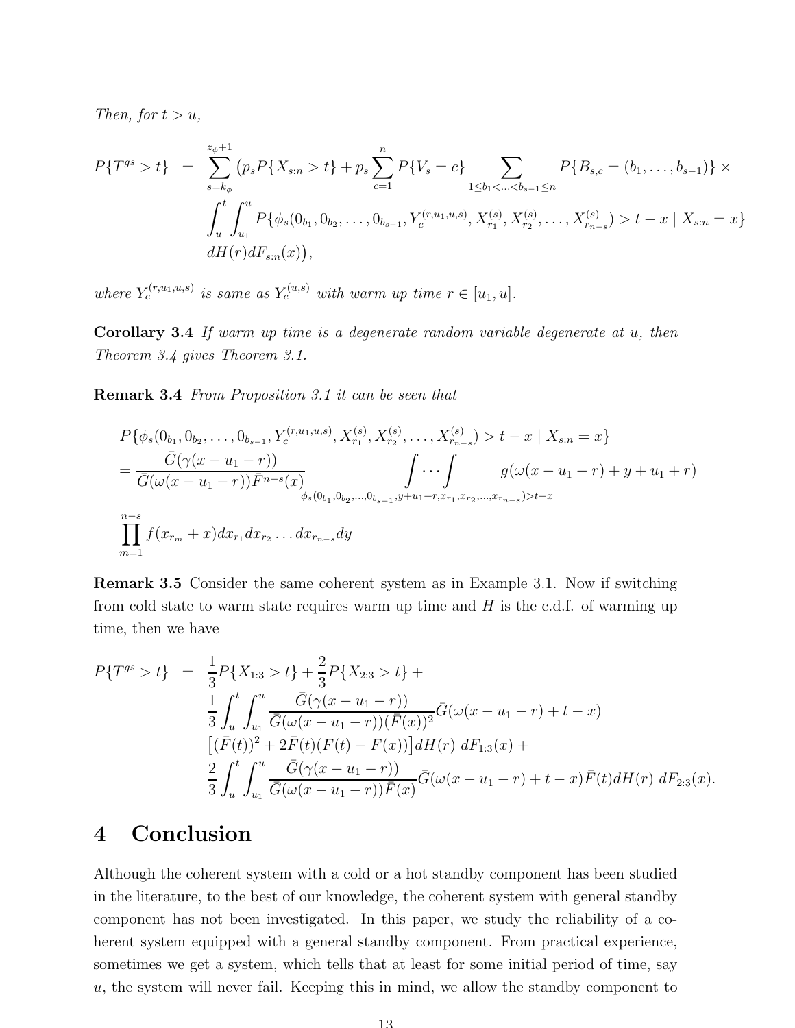*Then, for $t > u$,*

$$
\begin{aligned}
P\{T^{gs} > t\} &= \sum_{s=k_\phi}^{z_\phi+1} \big(p_s P\{X_{s:n} > t\} + p_s \sum_{c=1}^{n} P\{V_s = c\} \sum_{1 \le b_1 < \ldots < b_{s-1} \le n} P\{B_{s,c} = (b_1, \ldots, b_{s-1})\} \times \\
&\int_u^t \int_{u_1}^u P\{\phi_s(0_{b_1}, 0_{b_2}, \ldots, 0_{b_{s-1}}, Y_c^{(r,u_1,u,s)}, X_{r_1}^{(s)}, X_{r_2}^{(s)}, \ldots, X_{r_{n-s}}^{(s)}) > t - x \mid X_{s:n} = x\} \\
&dH(r) dF_{s:n}(x)\big),
\end{aligned}
$$

*where $Y_c^{(r,u_1,u,s)}$ is same as $Y_c^{(u,s)}$ with warm up time $r \in [u_1, u]$.*

**Corollary 3.4** *If warm up time is a degenerate random variable degenerate at $u$, then Theorem 3.4 gives Theorem 3.1.*

**Remark 3.4** *From Proposition 3.1 it can be seen that*

$$
\begin{aligned}
&P\{\phi_s(0_{b_1}, 0_{b_2}, \ldots, 0_{b_{s-1}}, Y_c^{(r,u_1,u,s)}, X_{r_1}^{(s)}, X_{r_2}^{(s)}, \ldots, X_{r_{n-s}}^{(s)}) > t - x \mid X_{s:n} = x\} \\
&= \frac{\bar{G}(\gamma(x - u_1 - r))}{\bar{G}(\omega(x - u_1 - r))\bar{F}^{n-s}(x)} \underset{\phi_s(0_{b_1}, 0_{b_2}, \ldots, 0_{b_{s-1}}, y+u_1+r, x_{r_1}, x_{r_2}, \ldots, x_{r_{n-s}}) > t-x}{\int \cdots \int} g(\omega(x - u_1 - r) + y + u_1 + r) \\
&\prod_{m=1}^{n-s} f(x_{r_m} + x) dx_{r_1} dx_{r_2} \ldots dx_{r_{n-s}} dy
\end{aligned}
$$

**Remark 3.5** Consider the same coherent system as in Example 3.1. Now if switching from cold state to warm state requires warm up time and $H$ is the c.d.f. of warming up time, then we have

$$
\begin{aligned}
P\{T^{gs} > t\} &= \frac{1}{3} P\{X_{1:3} > t\} + \frac{2}{3} P\{X_{2:3} > t\} + \\
&\frac{1}{3} \int_u^t \int_{u_1}^u \frac{\bar{G}(\gamma(x - u_1 - r))}{\bar{G}(\omega(x - u_1 - r))(\bar{F}(x))^2} \bar{G}(\omega(x - u_1 - r) + t - x) \\
&\big[(\bar{F}(t))^2 + 2\bar{F}(t)(F(t) - F(x))\big] dH(r) \; dF_{1:3}(x) + \\
&\frac{2}{3} \int_u^t \int_{u_1}^u \frac{\bar{G}(\gamma(x - u_1 - r))}{\bar{G}(\omega(x - u_1 - r))\bar{F}(x)} \bar{G}(\omega(x - u_1 - r) + t - x) \bar{F}(t) dH(r) \; dF_{2:3}(x).
\end{aligned}
$$

# 4 Conclusion

Although the coherent system with a cold or a hot standby component has been studied in the literature, to the best of our knowledge, the coherent system with general standby component has not been investigated. In this paper, we study the reliability of a coherent system equipped with a general standby component. From practical experience, sometimes we get a system, which tells that at least for some initial period of time, say $u$, the system will never fail. Keeping this in mind, we allow the standby component to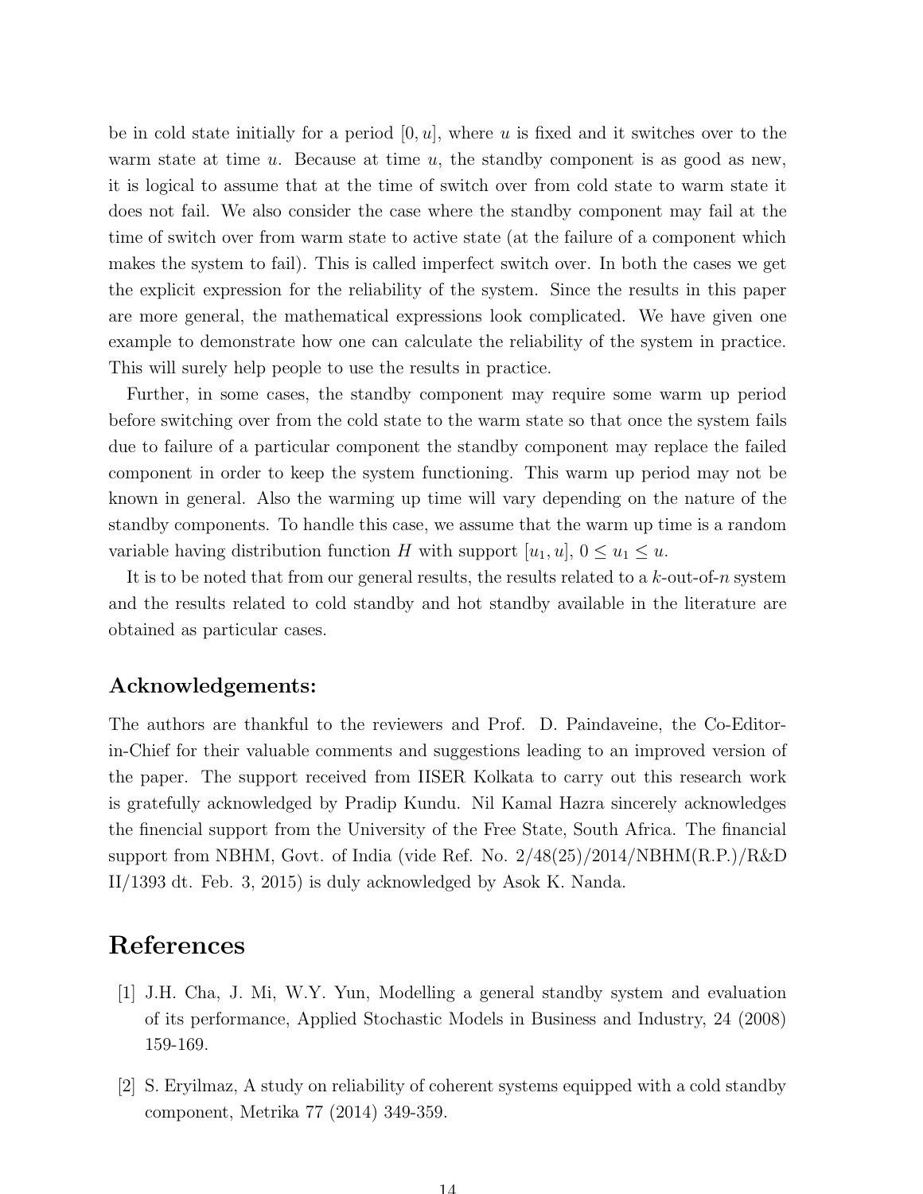be in cold state initially for a period $[0, u]$, where $u$ is fixed and it switches over to the warm state at time $u$. Because at time $u$, the standby component is as good as new, it is logical to assume that at the time of switch over from cold state to warm state it does not fail. We also consider the case where the standby component may fail at the time of switch over from warm state to active state (at the failure of a component which makes the system to fail). This is called imperfect switch over. In both the cases we get the explicit expression for the reliability of the system. Since the results in this paper are more general, the mathematical expressions look complicated. We have given one example to demonstrate how one can calculate the reliability of the system in practice. This will surely help people to use the results in practice.

Further, in some cases, the standby component may require some warm up period before switching over from the cold state to the warm state so that once the system fails due to failure of a particular component the standby component may replace the failed component in order to keep the system functioning. This warm up period may not be known in general. Also the warming up time will vary depending on the nature of the standby components. To handle this case, we assume that the warm up time is a random variable having distribution function $H$ with support $[u_1, u]$, $0 \leq u_1 \leq u$.

It is to be noted that from our general results, the results related to a $k$-out-of-$n$ system and the results related to cold standby and hot standby available in the literature are obtained as particular cases.

### Acknowledgements:

The authors are thankful to the reviewers and Prof. D. Paindaveine, the Co-Editor-in-Chief for their valuable comments and suggestions leading to an improved version of the paper. The support received from IISER Kolkata to carry out this research work is gratefully acknowledged by Pradip Kundu. Nil Kamal Hazra sincerely acknowledges the finencial support from the University of the Free State, South Africa. The financial support from NBHM, Govt. of India (vide Ref. No. 2/48(25)/2014/NBHM(R.P.)/R&D II/1393 dt. Feb. 3, 2015) is duly acknowledged by Asok K. Nanda.

## References

[1] J.H. Cha, J. Mi, W.Y. Yun, Modelling a general standby system and evaluation of its performance, Applied Stochastic Models in Business and Industry, 24 (2008) 159-169.

[2] S. Eryilmaz, A study on reliability of coherent systems equipped with a cold standby component, Metrika 77 (2014) 349-359.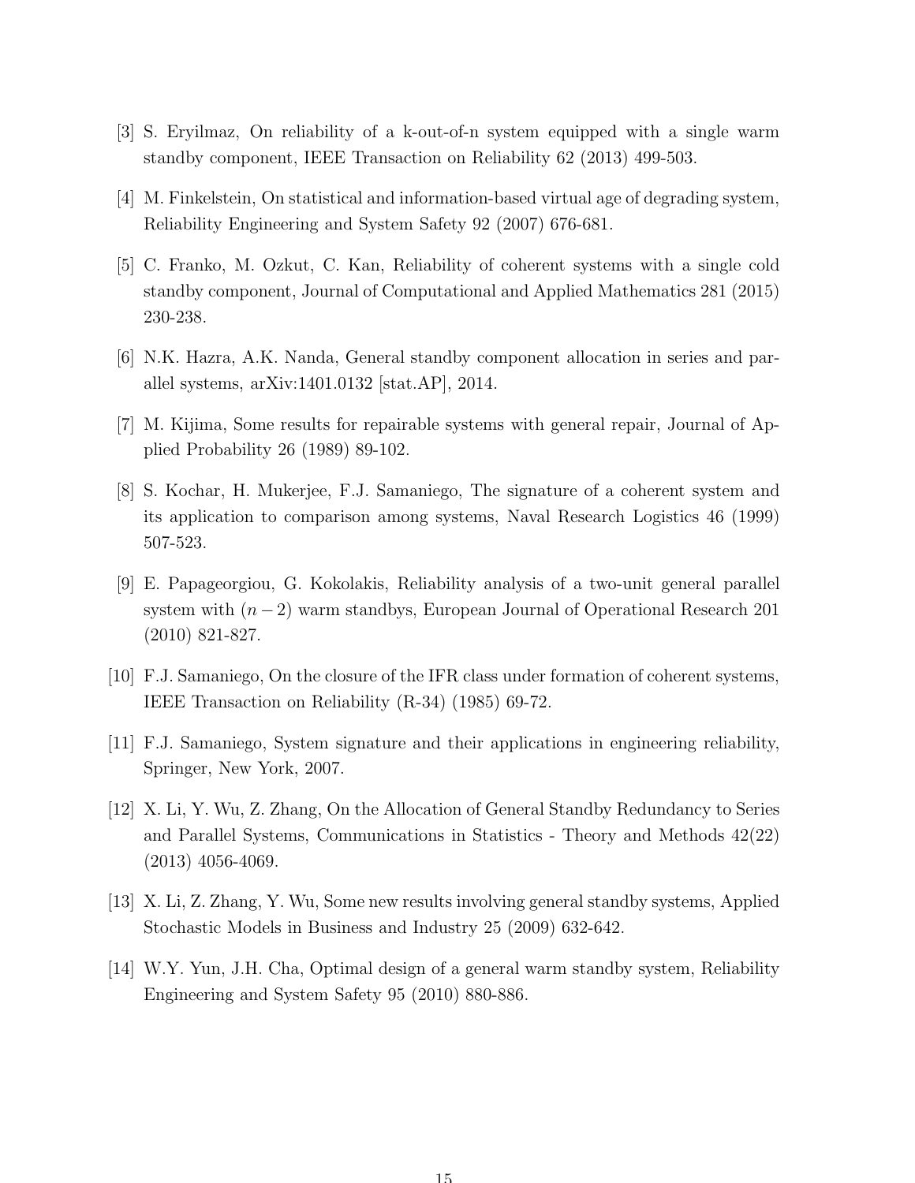[3] S. Eryilmaz, On reliability of a k-out-of-n system equipped with a single warm standby component, IEEE Transaction on Reliability 62 (2013) 499-503.

[4] M. Finkelstein, On statistical and information-based virtual age of degrading system, Reliability Engineering and System Safety 92 (2007) 676-681.

[5] C. Franko, M. Ozkut, C. Kan, Reliability of coherent systems with a single cold standby component, Journal of Computational and Applied Mathematics 281 (2015) 230-238.

[6] N.K. Hazra, A.K. Nanda, General standby component allocation in series and parallel systems, arXiv:1401.0132 [stat.AP], 2014.

[7] M. Kijima, Some results for repairable systems with general repair, Journal of Applied Probability 26 (1989) 89-102.

[8] S. Kochar, H. Mukerjee, F.J. Samaniego, The signature of a coherent system and its application to comparison among systems, Naval Research Logistics 46 (1999) 507-523.

[9] E. Papageorgiou, G. Kokolakis, Reliability analysis of a two-unit general parallel system with $(n-2)$ warm standbys, European Journal of Operational Research 201 (2010) 821-827.

[10] F.J. Samaniego, On the closure of the IFR class under formation of coherent systems, IEEE Transaction on Reliability (R-34) (1985) 69-72.

[11] F.J. Samaniego, System signature and their applications in engineering reliability, Springer, New York, 2007.

[12] X. Li, Y. Wu, Z. Zhang, On the Allocation of General Standby Redundancy to Series and Parallel Systems, Communications in Statistics - Theory and Methods 42(22) (2013) 4056-4069.

[13] X. Li, Z. Zhang, Y. Wu, Some new results involving general standby systems, Applied Stochastic Models in Business and Industry 25 (2009) 632-642.

[14] W.Y. Yun, J.H. Cha, Optimal design of a general warm standby system, Reliability Engineering and System Safety 95 (2010) 880-886.